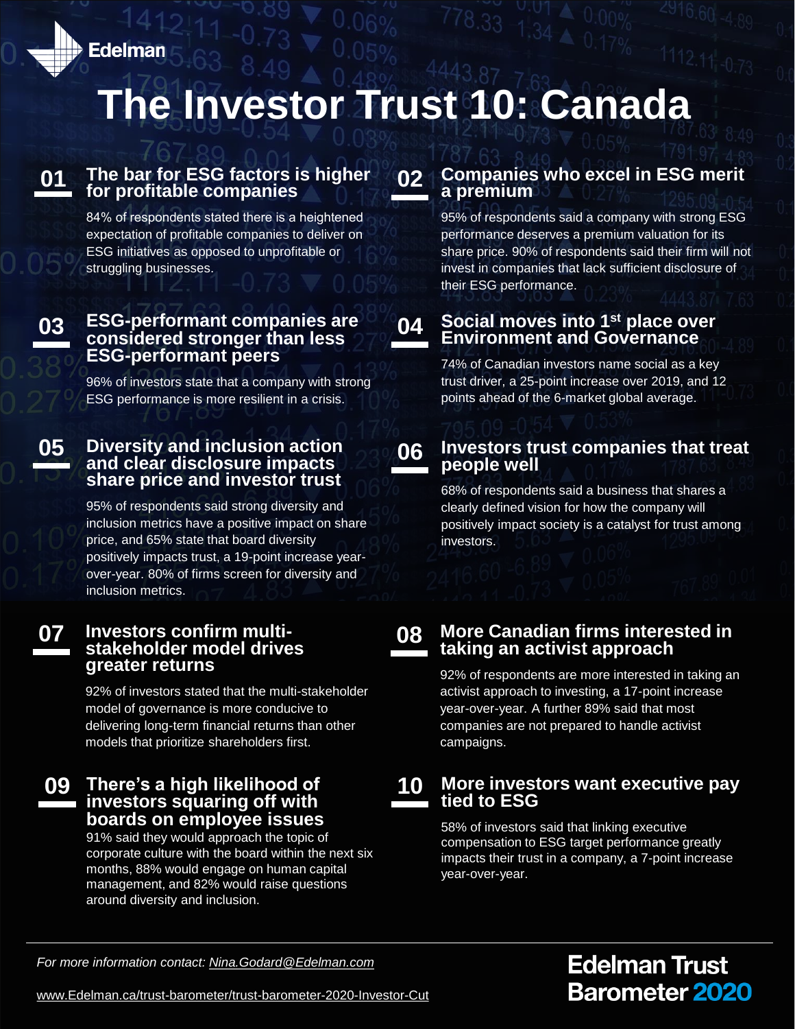Edelman

# The Investor Trust 10: Canada

## 01 The bar for ESG factors is higher for profitable companies

84% of respondents stated there is a heightened expectation of profitable companies to deliver on ESG initiatives as opposed to unprofitable or struggling businesses.

## 02 Companies who excel in ESG merit a premium

95% of respondents said a company with strong ESG performance deserves a premium valuation for its share price. 90% of respondents said their firm will not invest in companies that lack sufficient disclosure of their ESG performance.

## 03 ESG-performant companies are considered stronger than less ESG-performant peers

96% of investors state that a company with strong ESG performance is more resilient in a crisis.

## 04 Social moves into 1st place over Environment and Governance

74% of Canadian investors name social as a key trust driver, a 25-point increase over 2019, and 12 points ahead of the 6-market global average.

## 05 Diversity and inclusion action and clear disclosure impacts share price and investor trust

95% of respondents said strong diversity and inclusion metrics have a positive impact on share price, and 65% state that board diversity positively impacts trust, a 19-point increase year-over-year. 80% of firms screen for diversity and inclusion metrics.

## 06 Investors trust companies that treat people well

68% of respondents said a business that shares a clearly defined vision for how the company will positively impact society is a catalyst for trust among investors.

## 07 Investors confirm multi-stakeholder model drives greater returns

92% of investors stated that the multi-stakeholder model of governance is more conducive to delivering long-term financial returns than other models that prioritize shareholders first.

## 08 More Canadian firms interested in taking an activist approach

92% of respondents are more interested in taking an activist approach to investing, a 17-point increase year-over-year. A further 89% said that most companies are not prepared to handle activist campaigns.

## 09 There's a high likelihood of investors squaring off with boards on employee issues

91% said they would approach the topic of corporate culture with the board within the next six months, 88% would engage on human capital management, and 82% would raise questions around diversity and inclusion.

## 10 More investors want executive pay tied to ESG

58% of investors said that linking executive compensation to ESG target performance greatly impacts their trust in a company, a 7-point increase year-over-year.

*For more information contact: Nina.Godard@Edelman.com*

www.Edelman.ca/trust-barometer/trust-barometer-2020-Investor-Cut

**Edelman Trust Barometer 2020**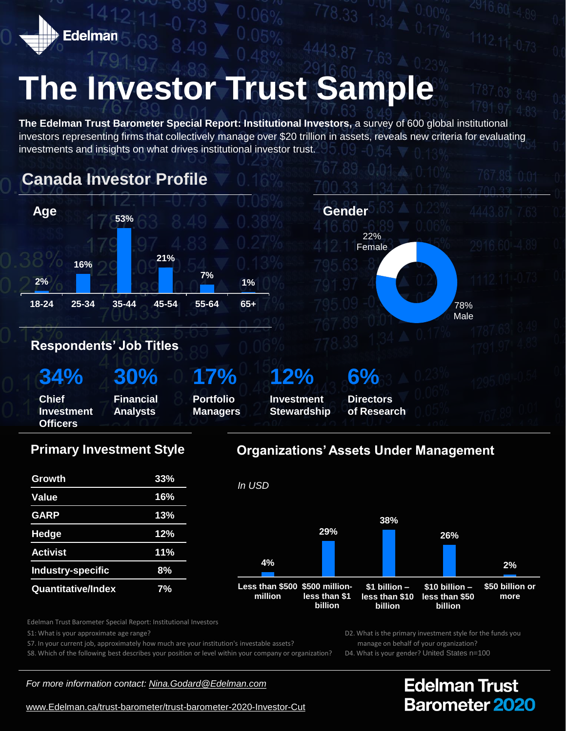# The Investor Trust Sample

**The Edelman Trust Barometer Special Report: Institutional Investors,** a survey of 600 global institutional investors representing firms that collectively manage over $20 trillion in assets, reveals new criteria for evaluating investments and insights on what drives institutional investor trust.

## Canada Investor Profile

### Age

2%
18-24

16%
25-34

53%
35-44

21%
45-54

7%
55-64

1%
65+

### Gender

22%
Female

78%
Male

### Respondents' Job Titles

**34%** Chief Investment Officers

**30%** Financial Analysts

**17%** Portfolio Managers

**12%** Investment Stewardship

**6%** Directors of Research

### Primary Investment Style

| | |
|---|---|
| Growth | 33% |
| Value | 16% |
| GARP | 13% |
| Hedge | 12% |
| Activist | 11% |
| Industry-specific | 8% |
| Quantitative/Index | 7% |

### Organizations' Assets Under Management

*In USD*

4%
Less than $500 million

29%
$500 million-less than $1 billion

38%
$1 billion – less than $10 billion

26%
$10 billion – less than $50 billion

2%
$50 billion or more

Edelman Trust Barometer Special Report: Institutional Investors

S1: What is your approximate age range?

S7. In your current job, approximately how much are your institution's investable assets?

S8. Which of the following best describes your position or level within your company or organization?

D2. What is the primary investment style for the funds you manage on behalf of your organization?

D4. What is your gender? United States n=100

*For more information contact: Nina.Godard@Edelman.com*

www.Edelman.ca/trust-barometer/trust-barometer-2020-Investor-Cut

Edelman Trust Barometer 2020